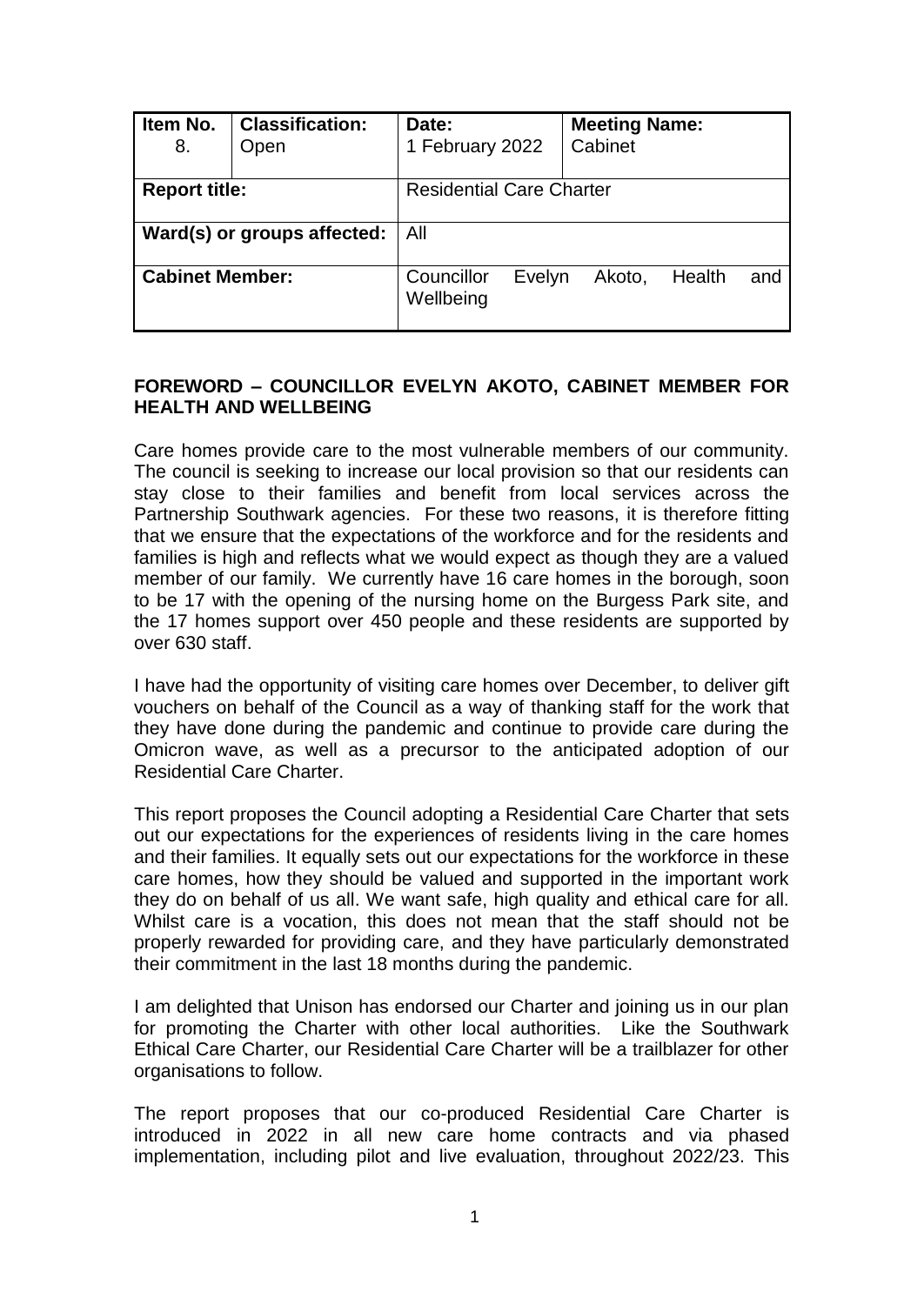| Item No. | Classification: | Date: | Meeting Name: |
|---|---|---|---|
| 8. | Open | 1 February 2022 | Cabinet |
| **Report title:** | | Residential Care Charter | |
| **Ward(s) or groups affected:** | | All | |
| **Cabinet Member:** | | Councillor Evelyn Akoto, Health and Wellbeing | |

**FOREWORD – COUNCILLOR EVELYN AKOTO, CABINET MEMBER FOR HEALTH AND WELLBEING**

Care homes provide care to the most vulnerable members of our community. The council is seeking to increase our local provision so that our residents can stay close to their families and benefit from local services across the Partnership Southwark agencies. For these two reasons, it is therefore fitting that we ensure that the expectations of the workforce and for the residents and families is high and reflects what we would expect as though they are a valued member of our family. We currently have 16 care homes in the borough, soon to be 17 with the opening of the nursing home on the Burgess Park site, and the 17 homes support over 450 people and these residents are supported by over 630 staff.

I have had the opportunity of visiting care homes over December, to deliver gift vouchers on behalf of the Council as a way of thanking staff for the work that they have done during the pandemic and continue to provide care during the Omicron wave, as well as a precursor to the anticipated adoption of our Residential Care Charter.

This report proposes the Council adopting a Residential Care Charter that sets out our expectations for the experiences of residents living in the care homes and their families. It equally sets out our expectations for the workforce in these care homes, how they should be valued and supported in the important work they do on behalf of us all. We want safe, high quality and ethical care for all. Whilst care is a vocation, this does not mean that the staff should not be properly rewarded for providing care, and they have particularly demonstrated their commitment in the last 18 months during the pandemic.

I am delighted that Unison has endorsed our Charter and joining us in our plan for promoting the Charter with other local authorities. Like the Southwark Ethical Care Charter, our Residential Care Charter will be a trailblazer for other organisations to follow.

The report proposes that our co-produced Residential Care Charter is introduced in 2022 in all new care home contracts and via phased implementation, including pilot and live evaluation, throughout 2022/23. This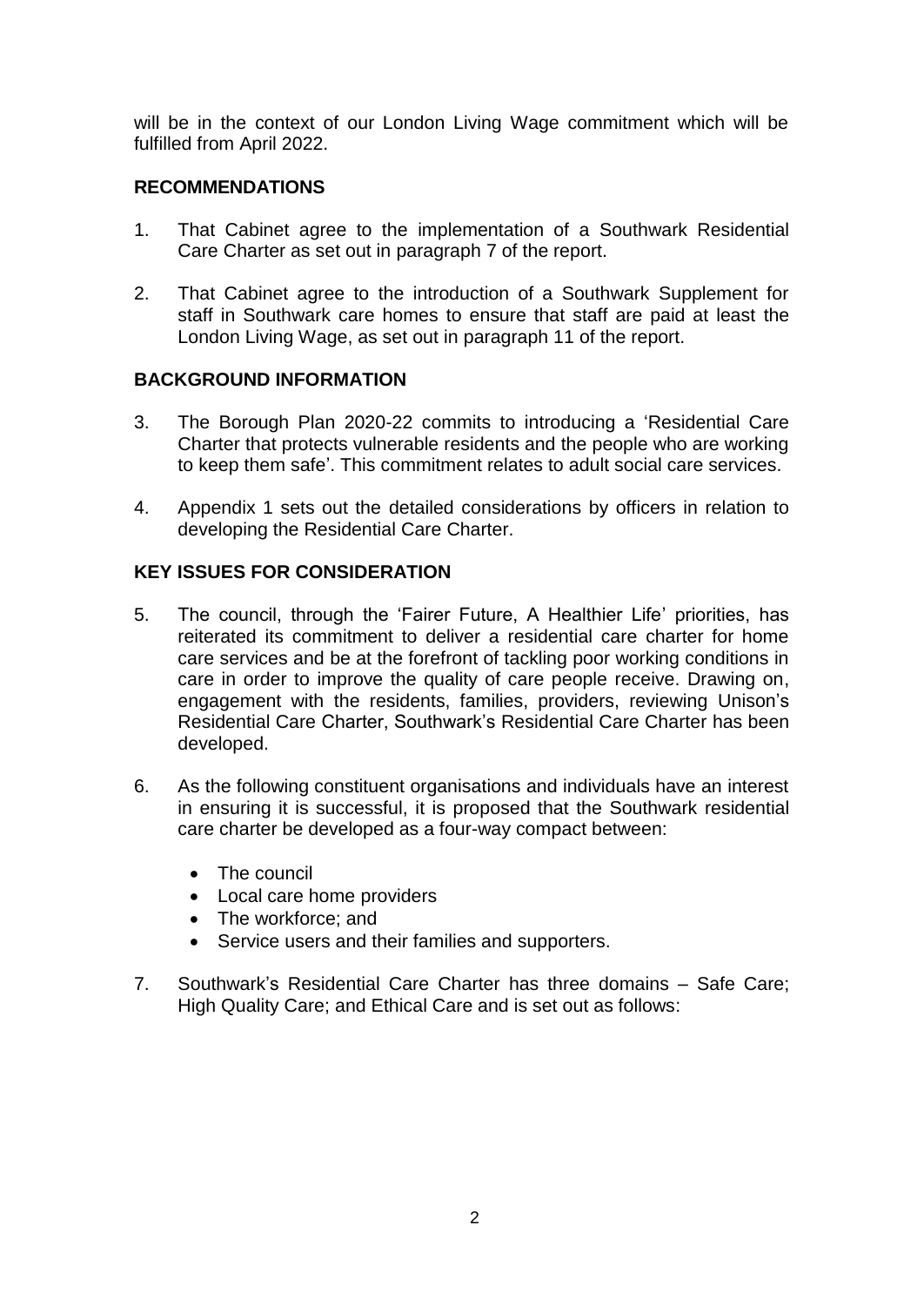will be in the context of our London Living Wage commitment which will be fulfilled from April 2022.

## RECOMMENDATIONS

1. That Cabinet agree to the implementation of a Southwark Residential Care Charter as set out in paragraph 7 of the report.

2. That Cabinet agree to the introduction of a Southwark Supplement for staff in Southwark care homes to ensure that staff are paid at least the London Living Wage, as set out in paragraph 11 of the report.

## BACKGROUND INFORMATION

3. The Borough Plan 2020-22 commits to introducing a 'Residential Care Charter that protects vulnerable residents and the people who are working to keep them safe'. This commitment relates to adult social care services.

4. Appendix 1 sets out the detailed considerations by officers in relation to developing the Residential Care Charter.

## KEY ISSUES FOR CONSIDERATION

5. The council, through the 'Fairer Future, A Healthier Life' priorities, has reiterated its commitment to deliver a residential care charter for home care services and be at the forefront of tackling poor working conditions in care in order to improve the quality of care people receive. Drawing on, engagement with the residents, families, providers, reviewing Unison's Residential Care Charter, Southwark's Residential Care Charter has been developed.

6. As the following constituent organisations and individuals have an interest in ensuring it is successful, it is proposed that the Southwark residential care charter be developed as a four-way compact between:

   - The council
   - Local care home providers
   - The workforce; and
   - Service users and their families and supporters.

7. Southwark's Residential Care Charter has three domains – Safe Care; High Quality Care; and Ethical Care and is set out as follows: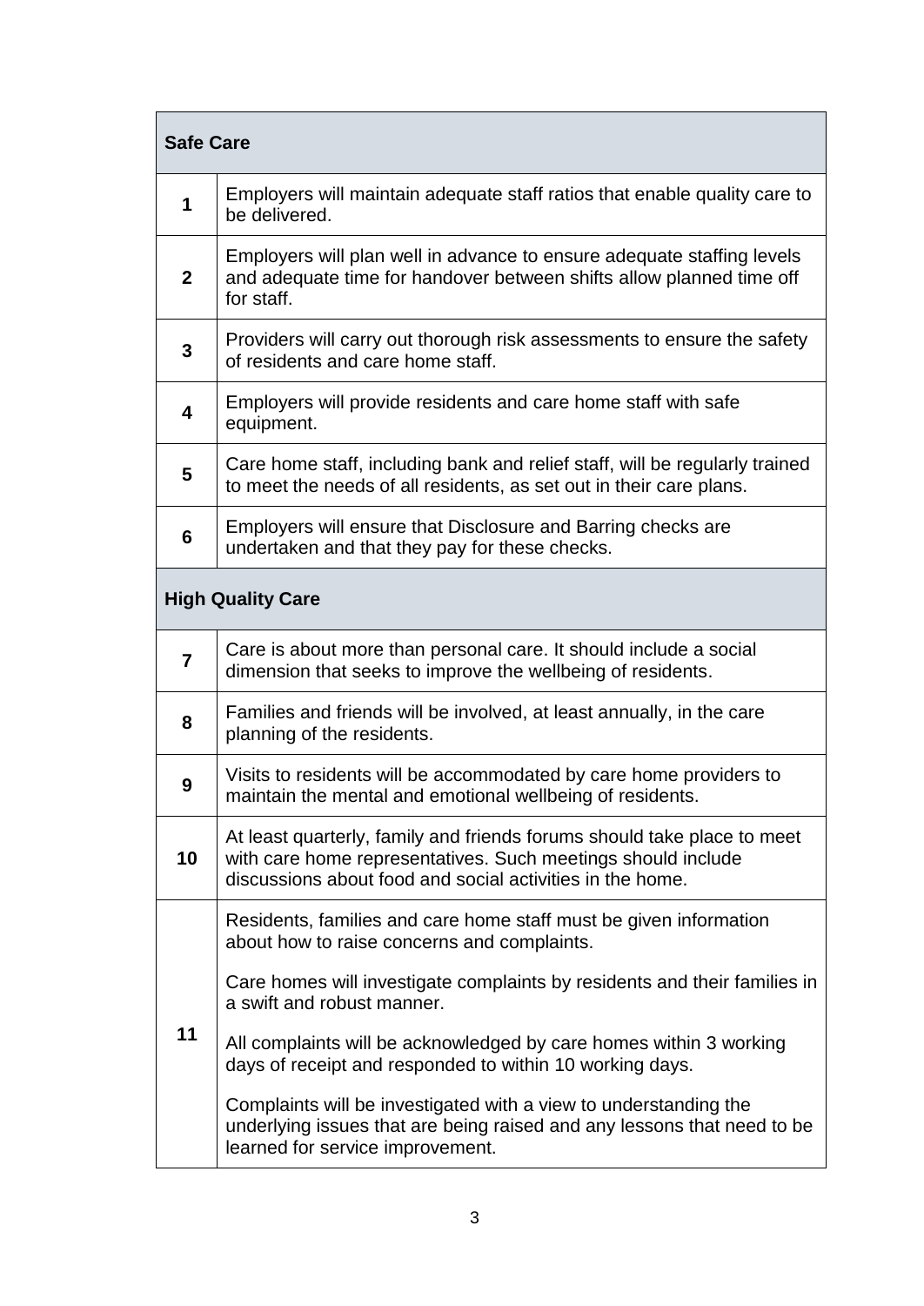| **Safe Care** | |
|---|---|
| **1** | Employers will maintain adequate staff ratios that enable quality care to be delivered. |
| **2** | Employers will plan well in advance to ensure adequate staffing levels and adequate time for handover between shifts allow planned time off for staff. |
| **3** | Providers will carry out thorough risk assessments to ensure the safety of residents and care home staff. |
| **4** | Employers will provide residents and care home staff with safe equipment. |
| **5** | Care home staff, including bank and relief staff, will be regularly trained to meet the needs of all residents, as set out in their care plans. |
| **6** | Employers will ensure that Disclosure and Barring checks are undertaken and that they pay for these checks. |
| **High Quality Care** | |
| **7** | Care is about more than personal care. It should include a social dimension that seeks to improve the wellbeing of residents. |
| **8** | Families and friends will be involved, at least annually, in the care planning of the residents. |
| **9** | Visits to residents will be accommodated by care home providers to maintain the mental and emotional wellbeing of residents. |
| **10** | At least quarterly, family and friends forums should take place to meet with care home representatives. Such meetings should include discussions about food and social activities in the home. |
| **11** | Residents, families and care home staff must be given information about how to raise concerns and complaints.<br><br>Care homes will investigate complaints by residents and their families in a swift and robust manner.<br><br>All complaints will be acknowledged by care homes within 3 working days of receipt and responded to within 10 working days.<br><br>Complaints will be investigated with a view to understanding the underlying issues that are being raised and any lessons that need to be learned for service improvement. |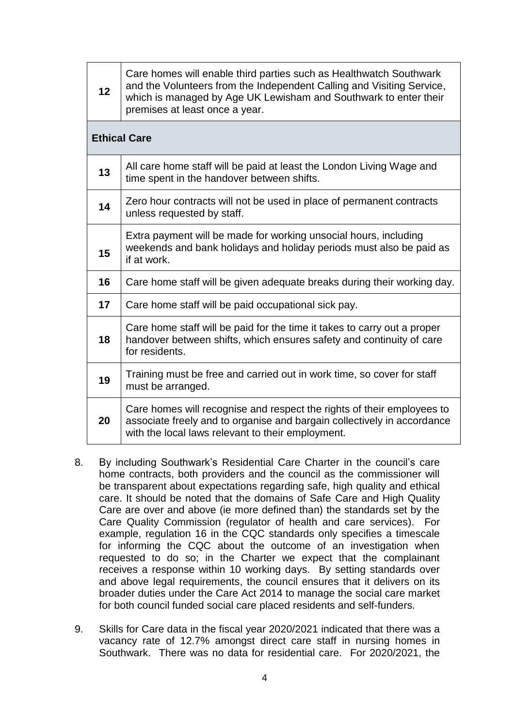| | |
|---|---|
| **12** | Care homes will enable third parties such as Healthwatch Southwark and the Volunteers from the Independent Calling and Visiting Service, which is managed by Age UK Lewisham and Southwark to enter their premises at least once a year. |
| **Ethical Care** | |
| **13** | All care home staff will be paid at least the London Living Wage and time spent in the handover between shifts. |
| **14** | Zero hour contracts will not be used in place of permanent contracts unless requested by staff. |
| **15** | Extra payment will be made for working unsocial hours, including weekends and bank holidays and holiday periods must also be paid as if at work. |
| **16** | Care home staff will be given adequate breaks during their working day. |
| **17** | Care home staff will be paid occupational sick pay. |
| **18** | Care home staff will be paid for the time it takes to carry out a proper handover between shifts, which ensures safety and continuity of care for residents. |
| **19** | Training must be free and carried out in work time, so cover for staff must be arranged. |
| **20** | Care homes will recognise and respect the rights of their employees to associate freely and to organise and bargain collectively in accordance with the local laws relevant to their employment. |

8. By including Southwark's Residential Care Charter in the council's care home contracts, both providers and the council as the commissioner will be transparent about expectations regarding safe, high quality and ethical care. It should be noted that the domains of Safe Care and High Quality Care are over and above (ie more defined than) the standards set by the Care Quality Commission (regulator of health and care services). For example, regulation 16 in the CQC standards only specifies a timescale for informing the CQC about the outcome of an investigation when requested to do so; in the Charter we expect that the complainant receives a response within 10 working days. By setting standards over and above legal requirements, the council ensures that it delivers on its broader duties under the Care Act 2014 to manage the social care market for both council funded social care placed residents and self-funders.

9. Skills for Care data in the fiscal year 2020/2021 indicated that there was a vacancy rate of 12.7% amongst direct care staff in nursing homes in Southwark. There was no data for residential care. For 2020/2021, the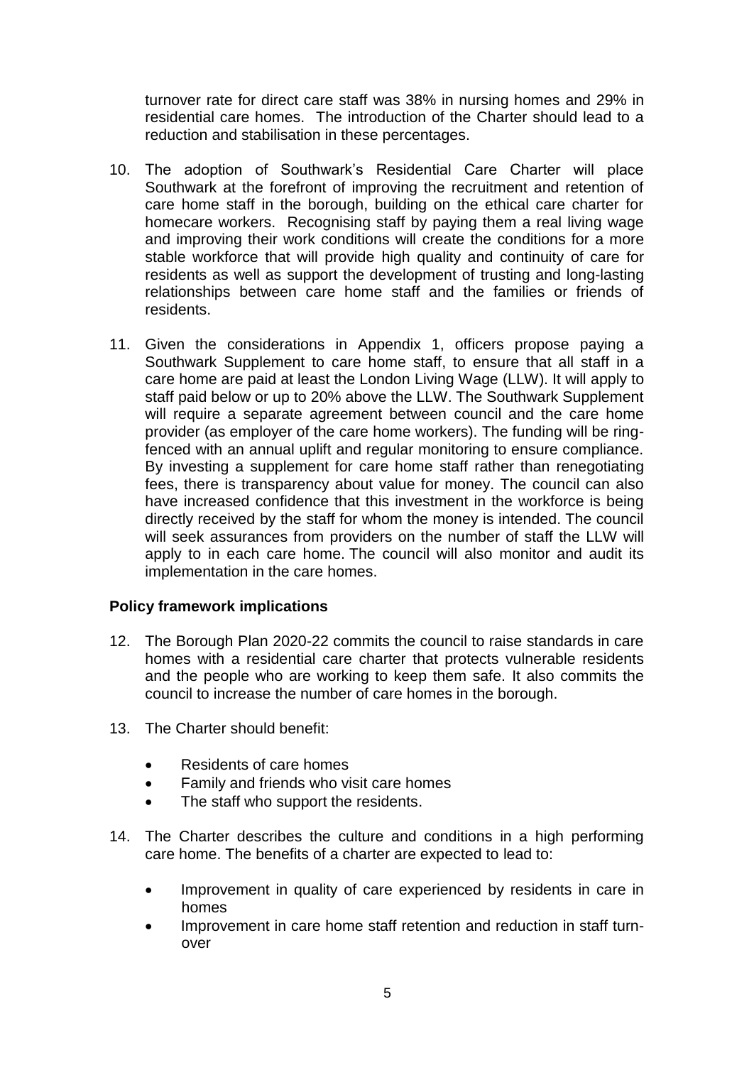turnover rate for direct care staff was 38% in nursing homes and 29% in residential care homes. The introduction of the Charter should lead to a reduction and stabilisation in these percentages.

10. The adoption of Southwark's Residential Care Charter will place Southwark at the forefront of improving the recruitment and retention of care home staff in the borough, building on the ethical care charter for homecare workers. Recognising staff by paying them a real living wage and improving their work conditions will create the conditions for a more stable workforce that will provide high quality and continuity of care for residents as well as support the development of trusting and long-lasting relationships between care home staff and the families or friends of residents.

11. Given the considerations in Appendix 1, officers propose paying a Southwark Supplement to care home staff, to ensure that all staff in a care home are paid at least the London Living Wage (LLW). It will apply to staff paid below or up to 20% above the LLW. The Southwark Supplement will require a separate agreement between council and the care home provider (as employer of the care home workers). The funding will be ring-fenced with an annual uplift and regular monitoring to ensure compliance. By investing a supplement for care home staff rather than renegotiating fees, there is transparency about value for money. The council can also have increased confidence that this investment in the workforce is being directly received by the staff for whom the money is intended. The council will seek assurances from providers on the number of staff the LLW will apply to in each care home. The council will also monitor and audit its implementation in the care homes.

**Policy framework implications**

12. The Borough Plan 2020-22 commits the council to raise standards in care homes with a residential care charter that protects vulnerable residents and the people who are working to keep them safe. It also commits the council to increase the number of care homes in the borough.

13. The Charter should benefit:

    - Residents of care homes
    - Family and friends who visit care homes
    - The staff who support the residents.

14. The Charter describes the culture and conditions in a high performing care home. The benefits of a charter are expected to lead to:

    - Improvement in quality of care experienced by residents in care in homes
    - Improvement in care home staff retention and reduction in staff turn-over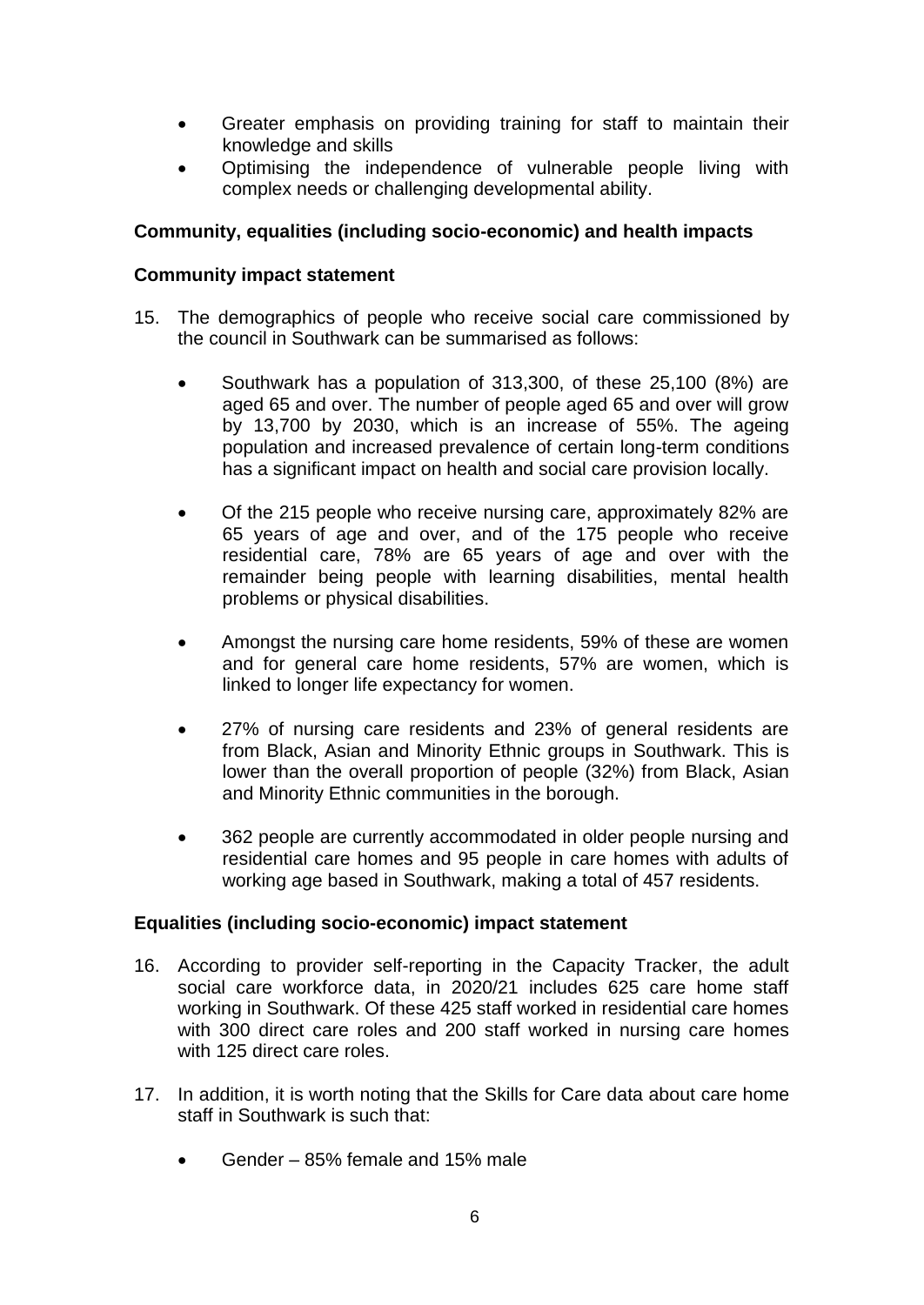- Greater emphasis on providing training for staff to maintain their knowledge and skills
- Optimising the independence of vulnerable people living with complex needs or challenging developmental ability.

**Community, equalities (including socio-economic) and health impacts**

**Community impact statement**

15. The demographics of people who receive social care commissioned by the council in Southwark can be summarised as follows:

    - Southwark has a population of 313,300, of these 25,100 (8%) are aged 65 and over. The number of people aged 65 and over will grow by 13,700 by 2030, which is an increase of 55%. The ageing population and increased prevalence of certain long-term conditions has a significant impact on health and social care provision locally.

    - Of the 215 people who receive nursing care, approximately 82% are 65 years of age and over, and of the 175 people who receive residential care, 78% are 65 years of age and over with the remainder being people with learning disabilities, mental health problems or physical disabilities.

    - Amongst the nursing care home residents, 59% of these are women and for general care home residents, 57% are women, which is linked to longer life expectancy for women.

    - 27% of nursing care residents and 23% of general residents are from Black, Asian and Minority Ethnic groups in Southwark. This is lower than the overall proportion of people (32%) from Black, Asian and Minority Ethnic communities in the borough.

    - 362 people are currently accommodated in older people nursing and residential care homes and 95 people in care homes with adults of working age based in Southwark, making a total of 457 residents.

**Equalities (including socio-economic) impact statement**

16. According to provider self-reporting in the Capacity Tracker, the adult social care workforce data, in 2020/21 includes 625 care home staff working in Southwark. Of these 425 staff worked in residential care homes with 300 direct care roles and 200 staff worked in nursing care homes with 125 direct care roles.

17. In addition, it is worth noting that the Skills for Care data about care home staff in Southwark is such that:

    - Gender – 85% female and 15% male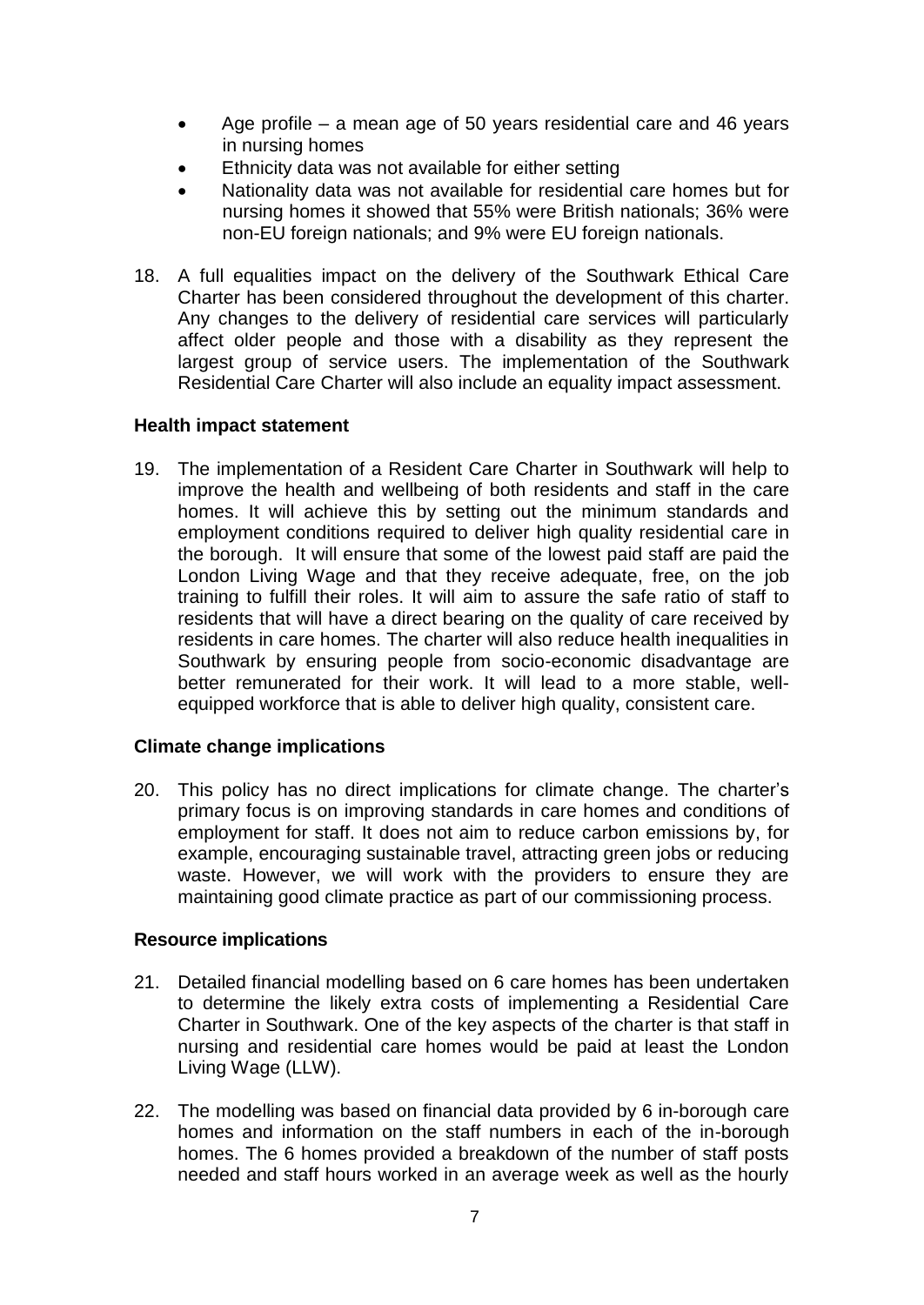- Age profile – a mean age of 50 years residential care and 46 years in nursing homes
- Ethnicity data was not available for either setting
- Nationality data was not available for residential care homes but for nursing homes it showed that 55% were British nationals; 36% were non-EU foreign nationals; and 9% were EU foreign nationals.

18. A full equalities impact on the delivery of the Southwark Ethical Care Charter has been considered throughout the development of this charter. Any changes to the delivery of residential care services will particularly affect older people and those with a disability as they represent the largest group of service users. The implementation of the Southwark Residential Care Charter will also include an equality impact assessment.

**Health impact statement**

19. The implementation of a Resident Care Charter in Southwark will help to improve the health and wellbeing of both residents and staff in the care homes. It will achieve this by setting out the minimum standards and employment conditions required to deliver high quality residential care in the borough. It will ensure that some of the lowest paid staff are paid the London Living Wage and that they receive adequate, free, on the job training to fulfill their roles. It will aim to assure the safe ratio of staff to residents that will have a direct bearing on the quality of care received by residents in care homes. The charter will also reduce health inequalities in Southwark by ensuring people from socio-economic disadvantage are better remunerated for their work. It will lead to a more stable, well-equipped workforce that is able to deliver high quality, consistent care.

**Climate change implications**

20. This policy has no direct implications for climate change. The charter's primary focus is on improving standards in care homes and conditions of employment for staff. It does not aim to reduce carbon emissions by, for example, encouraging sustainable travel, attracting green jobs or reducing waste. However, we will work with the providers to ensure they are maintaining good climate practice as part of our commissioning process.

**Resource implications**

21. Detailed financial modelling based on 6 care homes has been undertaken to determine the likely extra costs of implementing a Residential Care Charter in Southwark. One of the key aspects of the charter is that staff in nursing and residential care homes would be paid at least the London Living Wage (LLW).

22. The modelling was based on financial data provided by 6 in-borough care homes and information on the staff numbers in each of the in-borough homes. The 6 homes provided a breakdown of the number of staff posts needed and staff hours worked in an average week as well as the hourly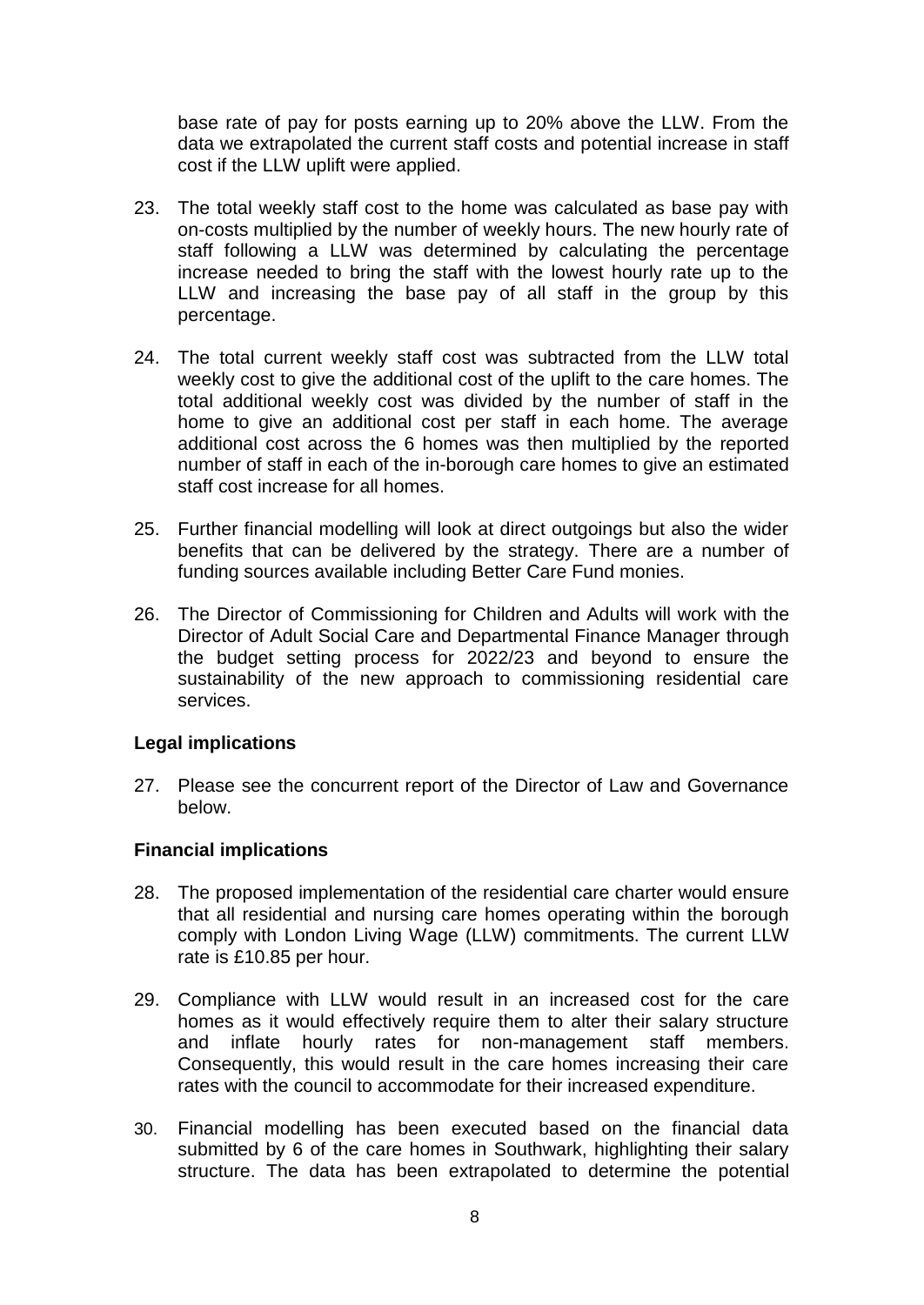base rate of pay for posts earning up to 20% above the LLW. From the data we extrapolated the current staff costs and potential increase in staff cost if the LLW uplift were applied.

23. The total weekly staff cost to the home was calculated as base pay with on-costs multiplied by the number of weekly hours. The new hourly rate of staff following a LLW was determined by calculating the percentage increase needed to bring the staff with the lowest hourly rate up to the LLW and increasing the base pay of all staff in the group by this percentage.

24. The total current weekly staff cost was subtracted from the LLW total weekly cost to give the additional cost of the uplift to the care homes. The total additional weekly cost was divided by the number of staff in the home to give an additional cost per staff in each home. The average additional cost across the 6 homes was then multiplied by the reported number of staff in each of the in-borough care homes to give an estimated staff cost increase for all homes.

25. Further financial modelling will look at direct outgoings but also the wider benefits that can be delivered by the strategy. There are a number of funding sources available including Better Care Fund monies.

26. The Director of Commissioning for Children and Adults will work with the Director of Adult Social Care and Departmental Finance Manager through the budget setting process for 2022/23 and beyond to ensure the sustainability of the new approach to commissioning residential care services.

**Legal implications**

27. Please see the concurrent report of the Director of Law and Governance below.

**Financial implications**

28. The proposed implementation of the residential care charter would ensure that all residential and nursing care homes operating within the borough comply with London Living Wage (LLW) commitments. The current LLW rate is £10.85 per hour.

29. Compliance with LLW would result in an increased cost for the care homes as it would effectively require them to alter their salary structure and inflate hourly rates for non-management staff members. Consequently, this would result in the care homes increasing their care rates with the council to accommodate for their increased expenditure.

30. Financial modelling has been executed based on the financial data submitted by 6 of the care homes in Southwark, highlighting their salary structure. The data has been extrapolated to determine the potential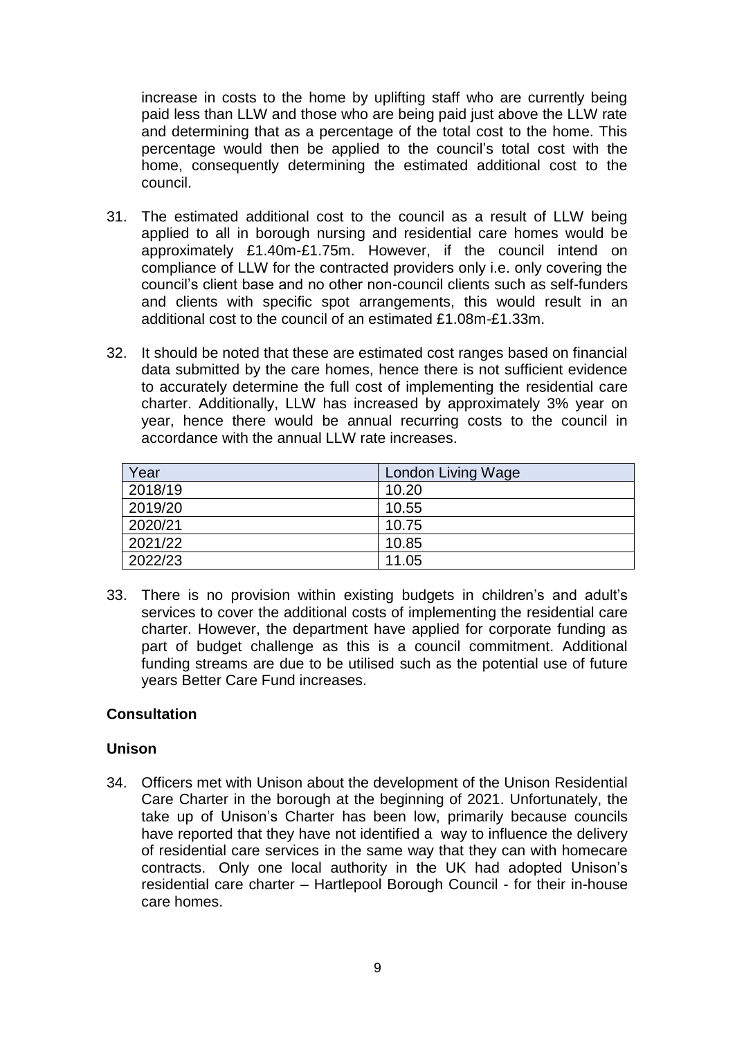increase in costs to the home by uplifting staff who are currently being paid less than LLW and those who are being paid just above the LLW rate and determining that as a percentage of the total cost to the home. This percentage would then be applied to the council's total cost with the home, consequently determining the estimated additional cost to the council.

31. The estimated additional cost to the council as a result of LLW being applied to all in borough nursing and residential care homes would be approximately £1.40m-£1.75m. However, if the council intend on compliance of LLW for the contracted providers only i.e. only covering the council's client base and no other non-council clients such as self-funders and clients with specific spot arrangements, this would result in an additional cost to the council of an estimated £1.08m-£1.33m.

32. It should be noted that these are estimated cost ranges based on financial data submitted by the care homes, hence there is not sufficient evidence to accurately determine the full cost of implementing the residential care charter. Additionally, LLW has increased by approximately 3% year on year, hence there would be annual recurring costs to the council in accordance with the annual LLW rate increases.

| Year | London Living Wage |
| --- | --- |
| 2018/19 | 10.20 |
| 2019/20 | 10.55 |
| 2020/21 | 10.75 |
| 2021/22 | 10.85 |
| 2022/23 | 11.05 |

33. There is no provision within existing budgets in children's and adult's services to cover the additional costs of implementing the residential care charter. However, the department have applied for corporate funding as part of budget challenge as this is a council commitment. Additional funding streams are due to be utilised such as the potential use of future years Better Care Fund increases.

**Consultation**

**Unison**

34. Officers met with Unison about the development of the Unison Residential Care Charter in the borough at the beginning of 2021. Unfortunately, the take up of Unison's Charter has been low, primarily because councils have reported that they have not identified a way to influence the delivery of residential care services in the same way that they can with homecare contracts. Only one local authority in the UK had adopted Unison's residential care charter – Hartlepool Borough Council - for their in-house care homes.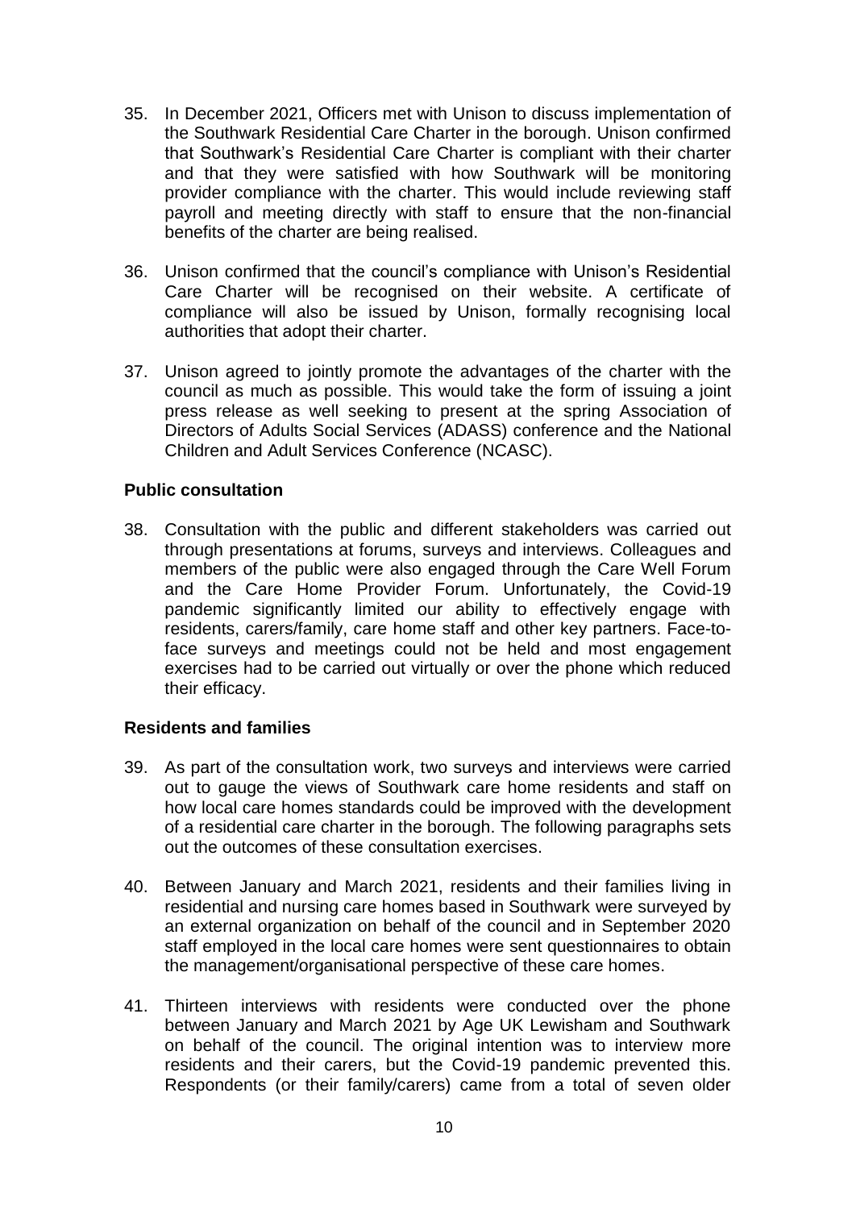35. In December 2021, Officers met with Unison to discuss implementation of the Southwark Residential Care Charter in the borough. Unison confirmed that Southwark's Residential Care Charter is compliant with their charter and that they were satisfied with how Southwark will be monitoring provider compliance with the charter. This would include reviewing staff payroll and meeting directly with staff to ensure that the non-financial benefits of the charter are being realised.

36. Unison confirmed that the council's compliance with Unison's Residential Care Charter will be recognised on their website. A certificate of compliance will also be issued by Unison, formally recognising local authorities that adopt their charter.

37. Unison agreed to jointly promote the advantages of the charter with the council as much as possible. This would take the form of issuing a joint press release as well seeking to present at the spring Association of Directors of Adults Social Services (ADASS) conference and the National Children and Adult Services Conference (NCASC).

**Public consultation**

38. Consultation with the public and different stakeholders was carried out through presentations at forums, surveys and interviews. Colleagues and members of the public were also engaged through the Care Well Forum and the Care Home Provider Forum. Unfortunately, the Covid-19 pandemic significantly limited our ability to effectively engage with residents, carers/family, care home staff and other key partners. Face-to-face surveys and meetings could not be held and most engagement exercises had to be carried out virtually or over the phone which reduced their efficacy.

**Residents and families**

39. As part of the consultation work, two surveys and interviews were carried out to gauge the views of Southwark care home residents and staff on how local care homes standards could be improved with the development of a residential care charter in the borough. The following paragraphs sets out the outcomes of these consultation exercises.

40. Between January and March 2021, residents and their families living in residential and nursing care homes based in Southwark were surveyed by an external organization on behalf of the council and in September 2020 staff employed in the local care homes were sent questionnaires to obtain the management/organisational perspective of these care homes.

41. Thirteen interviews with residents were conducted over the phone between January and March 2021 by Age UK Lewisham and Southwark on behalf of the council. The original intention was to interview more residents and their carers, but the Covid-19 pandemic prevented this. Respondents (or their family/carers) came from a total of seven older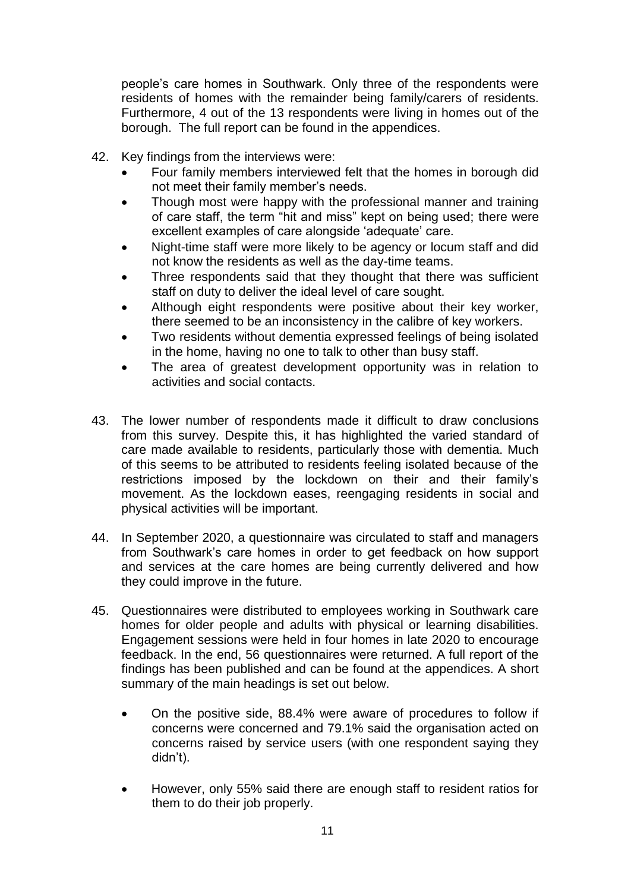people's care homes in Southwark. Only three of the respondents were residents of homes with the remainder being family/carers of residents. Furthermore, 4 out of the 13 respondents were living in homes out of the borough. The full report can be found in the appendices.

42. Key findings from the interviews were:
    - Four family members interviewed felt that the homes in borough did not meet their family member's needs.
    - Though most were happy with the professional manner and training of care staff, the term "hit and miss" kept on being used; there were excellent examples of care alongside 'adequate' care.
    - Night-time staff were more likely to be agency or locum staff and did not know the residents as well as the day-time teams.
    - Three respondents said that they thought that there was sufficient staff on duty to deliver the ideal level of care sought.
    - Although eight respondents were positive about their key worker, there seemed to be an inconsistency in the calibre of key workers.
    - Two residents without dementia expressed feelings of being isolated in the home, having no one to talk to other than busy staff.
    - The area of greatest development opportunity was in relation to activities and social contacts.

43. The lower number of respondents made it difficult to draw conclusions from this survey. Despite this, it has highlighted the varied standard of care made available to residents, particularly those with dementia. Much of this seems to be attributed to residents feeling isolated because of the restrictions imposed by the lockdown on their and their family's movement. As the lockdown eases, reengaging residents in social and physical activities will be important.

44. In September 2020, a questionnaire was circulated to staff and managers from Southwark's care homes in order to get feedback on how support and services at the care homes are being currently delivered and how they could improve in the future.

45. Questionnaires were distributed to employees working in Southwark care homes for older people and adults with physical or learning disabilities. Engagement sessions were held in four homes in late 2020 to encourage feedback. In the end, 56 questionnaires were returned. A full report of the findings has been published and can be found at the appendices. A short summary of the main headings is set out below.

    - On the positive side, 88.4% were aware of procedures to follow if concerns were concerned and 79.1% said the organisation acted on concerns raised by service users (with one respondent saying they didn't).

    - However, only 55% said there are enough staff to resident ratios for them to do their job properly.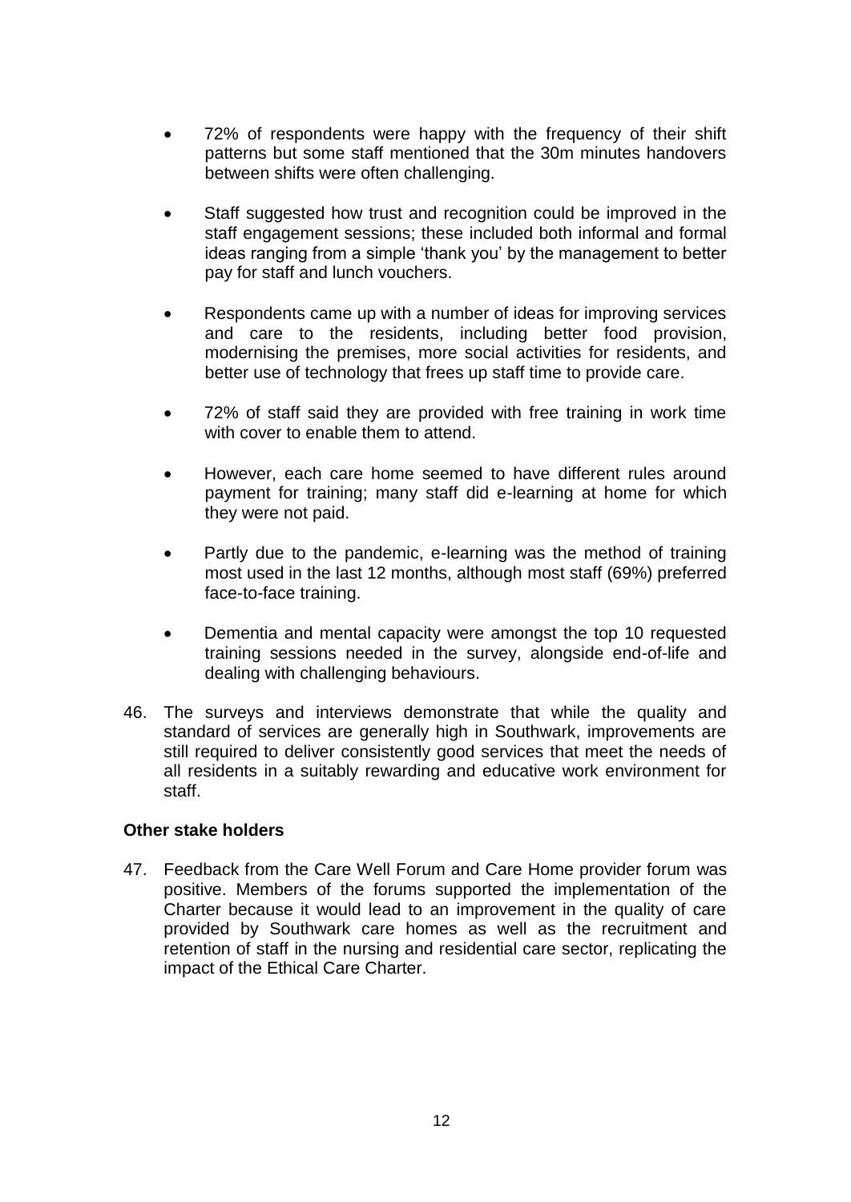- 72% of respondents were happy with the frequency of their shift patterns but some staff mentioned that the 30m minutes handovers between shifts were often challenging.

- Staff suggested how trust and recognition could be improved in the staff engagement sessions; these included both informal and formal ideas ranging from a simple 'thank you' by the management to better pay for staff and lunch vouchers.

- Respondents came up with a number of ideas for improving services and care to the residents, including better food provision, modernising the premises, more social activities for residents, and better use of technology that frees up staff time to provide care.

- 72% of staff said they are provided with free training in work time with cover to enable them to attend.

- However, each care home seemed to have different rules around payment for training; many staff did e-learning at home for which they were not paid.

- Partly due to the pandemic, e-learning was the method of training most used in the last 12 months, although most staff (69%) preferred face-to-face training.

- Dementia and mental capacity were amongst the top 10 requested training sessions needed in the survey, alongside end-of-life and dealing with challenging behaviours.

46. The surveys and interviews demonstrate that while the quality and standard of services are generally high in Southwark, improvements are still required to deliver consistently good services that meet the needs of all residents in a suitably rewarding and educative work environment for staff.

**Other stake holders**

47. Feedback from the Care Well Forum and Care Home provider forum was positive. Members of the forums supported the implementation of the Charter because it would lead to an improvement in the quality of care provided by Southwark care homes as well as the recruitment and retention of staff in the nursing and residential care sector, replicating the impact of the Ethical Care Charter.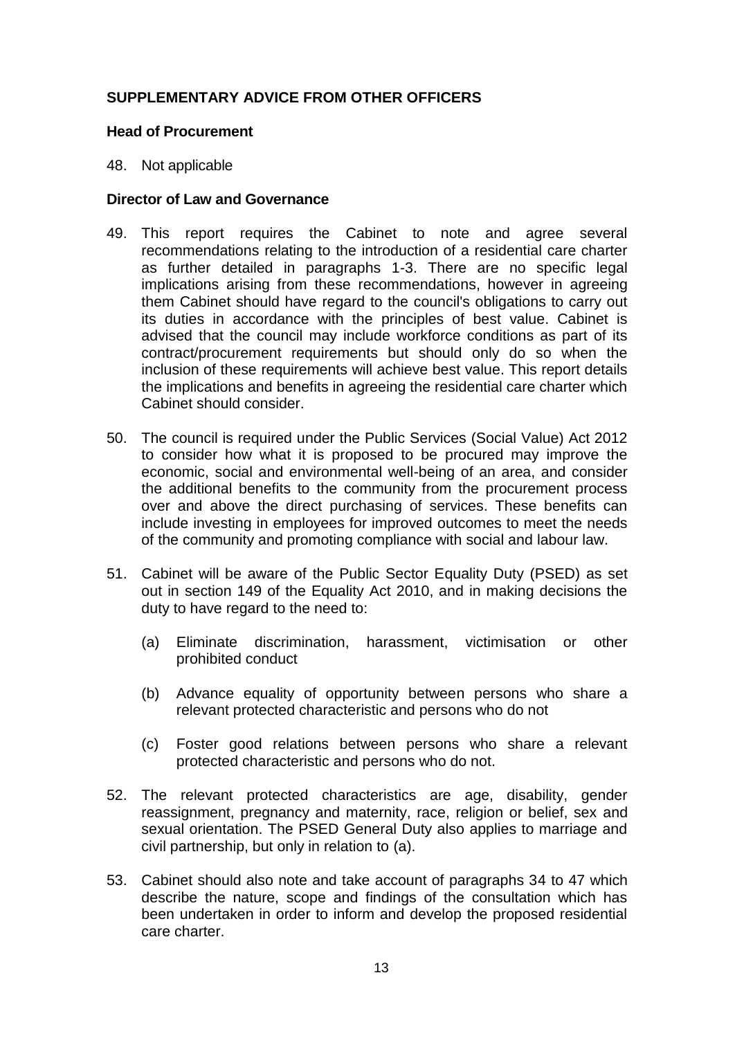## SUPPLEMENTARY ADVICE FROM OTHER OFFICERS

### Head of Procurement

48. Not applicable

### Director of Law and Governance

49. This report requires the Cabinet to note and agree several recommendations relating to the introduction of a residential care charter as further detailed in paragraphs 1-3. There are no specific legal implications arising from these recommendations, however in agreeing them Cabinet should have regard to the council's obligations to carry out its duties in accordance with the principles of best value. Cabinet is advised that the council may include workforce conditions as part of its contract/procurement requirements but should only do so when the inclusion of these requirements will achieve best value. This report details the implications and benefits in agreeing the residential care charter which Cabinet should consider.

50. The council is required under the Public Services (Social Value) Act 2012 to consider how what it is proposed to be procured may improve the economic, social and environmental well-being of an area, and consider the additional benefits to the community from the procurement process over and above the direct purchasing of services. These benefits can include investing in employees for improved outcomes to meet the needs of the community and promoting compliance with social and labour law.

51. Cabinet will be aware of the Public Sector Equality Duty (PSED) as set out in section 149 of the Equality Act 2010, and in making decisions the duty to have regard to the need to:

    (a) Eliminate discrimination, harassment, victimisation or other prohibited conduct

    (b) Advance equality of opportunity between persons who share a relevant protected characteristic and persons who do not

    (c) Foster good relations between persons who share a relevant protected characteristic and persons who do not.

52. The relevant protected characteristics are age, disability, gender reassignment, pregnancy and maternity, race, religion or belief, sex and sexual orientation. The PSED General Duty also applies to marriage and civil partnership, but only in relation to (a).

53. Cabinet should also note and take account of paragraphs 34 to 47 which describe the nature, scope and findings of the consultation which has been undertaken in order to inform and develop the proposed residential care charter.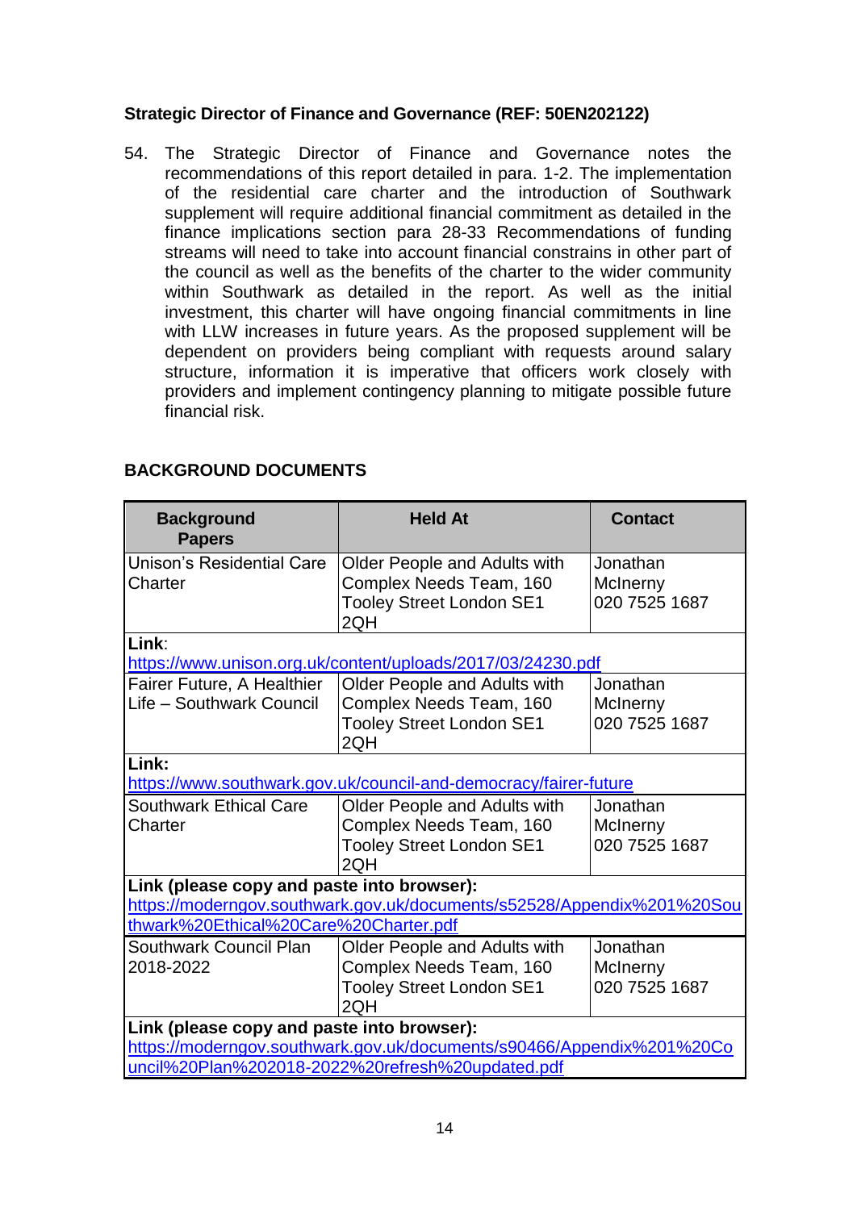**Strategic Director of Finance and Governance (REF: 50EN202122)**

54. The Strategic Director of Finance and Governance notes the recommendations of this report detailed in para. 1-2. The implementation of the residential care charter and the introduction of Southwark supplement will require additional financial commitment as detailed in the finance implications section para 28-33 Recommendations of funding streams will need to take into account financial constrains in other part of the council as well as the benefits of the charter to the wider community within Southwark as detailed in the report. As well as the initial investment, this charter will have ongoing financial commitments in line with LLW increases in future years. As the proposed supplement will be dependent on providers being compliant with requests around salary structure, information it is imperative that officers work closely with providers and implement contingency planning to mitigate possible future financial risk.

**BACKGROUND DOCUMENTS**

| Background Papers | Held At | Contact |
|---|---|---|
| Unison's Residential Care Charter | Older People and Adults with Complex Needs Team, 160 Tooley Street London SE1 2QH | Jonathan McInerny 020 7525 1687 |
| **Link**: https://www.unison.org.uk/content/uploads/2017/03/24230.pdf | | |
| Fairer Future, A Healthier Life – Southwark Council | Older People and Adults with Complex Needs Team, 160 Tooley Street London SE1 2QH | Jonathan McInerny 020 7525 1687 |
| **Link:** https://www.southwark.gov.uk/council-and-democracy/fairer-future | | |
| Southwark Ethical Care Charter | Older People and Adults with Complex Needs Team, 160 Tooley Street London SE1 2QH | Jonathan McInerny 020 7525 1687 |
| **Link (please copy and paste into browser):** https://moderngov.southwark.gov.uk/documents/s52528/Appendix%201%20Southwark%20Ethical%20Care%20Charter.pdf | | |
| Southwark Council Plan 2018-2022 | Older People and Adults with Complex Needs Team, 160 Tooley Street London SE1 2QH | Jonathan McInerny 020 7525 1687 |
| **Link (please copy and paste into browser):** https://moderngov.southwark.gov.uk/documents/s90466/Appendix%201%20Council%20Plan%202018-2022%20refresh%20updated.pdf | | |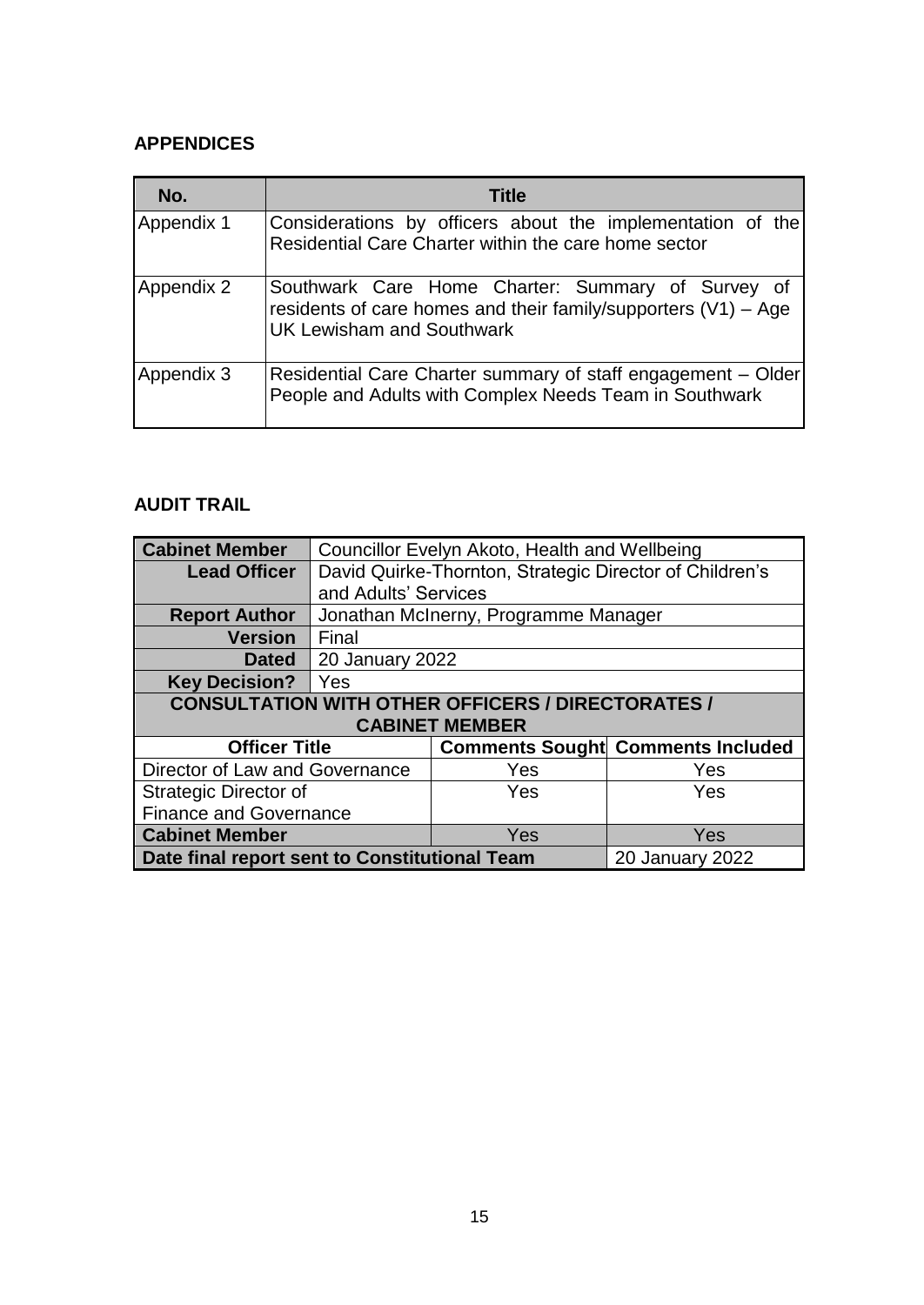## APPENDICES

| No. | Title |
|---|---|
| Appendix 1 | Considerations by officers about the implementation of the Residential Care Charter within the care home sector |
| Appendix 2 | Southwark Care Home Charter: Summary of Survey of residents of care homes and their family/supporters (V1) – Age UK Lewisham and Southwark |
| Appendix 3 | Residential Care Charter summary of staff engagement – Older People and Adults with Complex Needs Team in Southwark |

## AUDIT TRAIL

| | | | |
|---|---|---|---|
| **Cabinet Member** | Councillor Evelyn Akoto, Health and Wellbeing | | |
| **Lead Officer** | David Quirke-Thornton, Strategic Director of Children's and Adults' Services | | |
| **Report Author** | Jonathan McInerny, Programme Manager | | |
| **Version** | Final | | |
| **Dated** | 20 January 2022 | | |
| **Key Decision?** | Yes | | |
| **CONSULTATION WITH OTHER OFFICERS / DIRECTORATES / CABINET MEMBER** | | | |
| **Officer Title** | | **Comments Sought** | **Comments Included** |
| Director of Law and Governance | | Yes | Yes |
| Strategic Director of Finance and Governance | | Yes | Yes |
| **Cabinet Member** | | Yes | Yes |
| **Date final report sent to Constitutional Team** | | | 20 January 2022 |